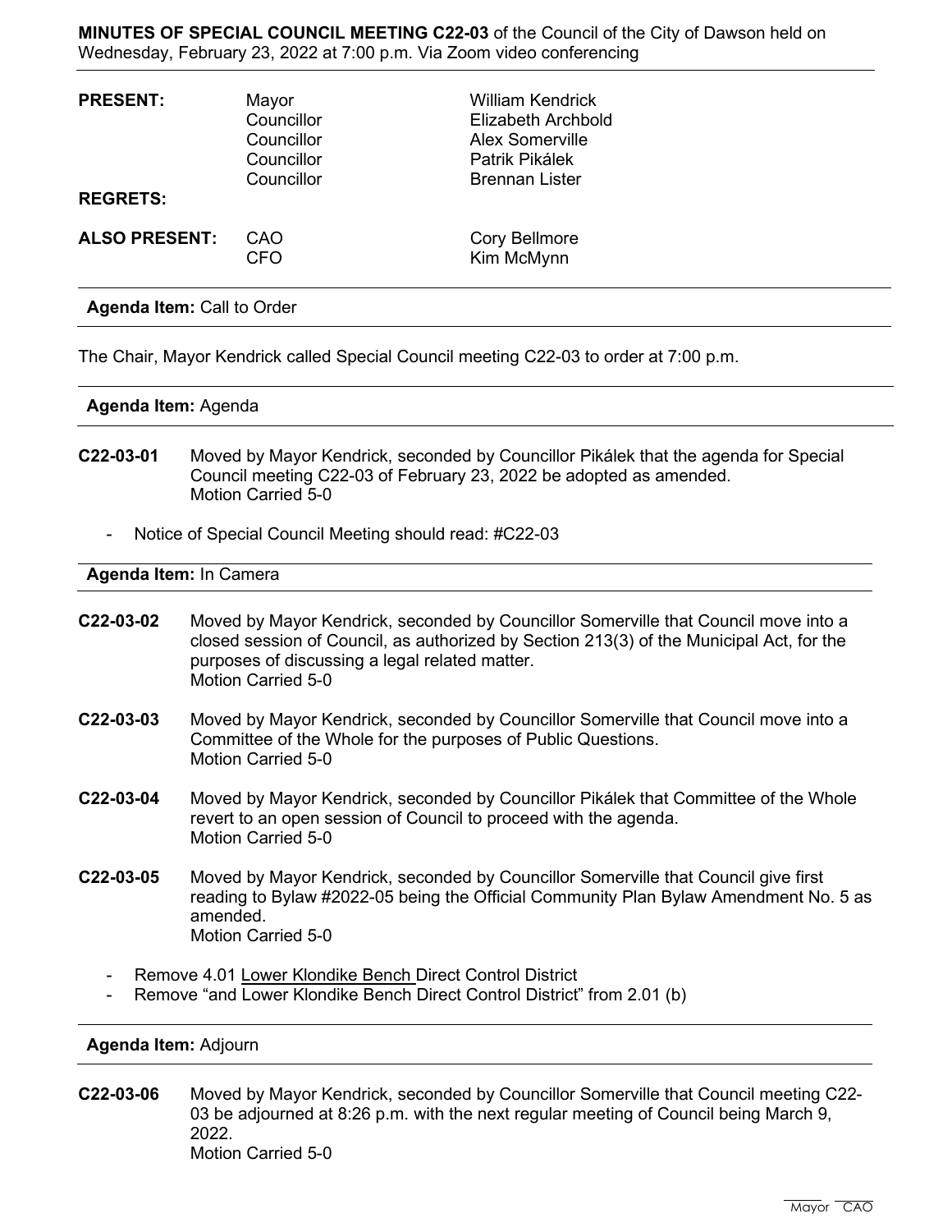**MINUTES OF SPECIAL COUNCIL MEETING C22-03** of the Council of the City of Dawson held on Wednesday, February 23, 2022 at 7:00 p.m. Via Zoom video conferencing

| | | |
|---|---|---|
| **PRESENT:** | Mayor | William Kendrick |
| | Councillor | Elizabeth Archbold |
| | Councillor | Alex Somerville |
| | Councillor | Patrik Pikálek |
| | Councillor | Brennan Lister |
| **REGRETS:** | | |
| **ALSO PRESENT:** | CAO | Cory Bellmore |
| | CFO | Kim McMynn |

**Agenda Item:** Call to Order

The Chair, Mayor Kendrick called Special Council meeting C22-03 to order at 7:00 p.m.

**Agenda Item:** Agenda

**C22-03-01** Moved by Mayor Kendrick, seconded by Councillor Pikálek that the agenda for Special Council meeting C22-03 of February 23, 2022 be adopted as amended.
Motion Carried 5-0

- Notice of Special Council Meeting should read: #C22-03

**Agenda Item:** In Camera

**C22-03-02** Moved by Mayor Kendrick, seconded by Councillor Somerville that Council move into a closed session of Council, as authorized by Section 213(3) of the Municipal Act, for the purposes of discussing a legal related matter.
Motion Carried 5-0

**C22-03-03** Moved by Mayor Kendrick, seconded by Councillor Somerville that Council move into a Committee of the Whole for the purposes of Public Questions.
Motion Carried 5-0

**C22-03-04** Moved by Mayor Kendrick, seconded by Councillor Pikálek that Committee of the Whole revert to an open session of Council to proceed with the agenda.
Motion Carried 5-0

**C22-03-05** Moved by Mayor Kendrick, seconded by Councillor Somerville that Council give first reading to Bylaw #2022-05 being the Official Community Plan Bylaw Amendment No. 5 as amended.
Motion Carried 5-0

- Remove 4.01 Lower Klondike Bench Direct Control District
- Remove "and Lower Klondike Bench Direct Control District" from 2.01 (b)

**Agenda Item:** Adjourn

**C22-03-06** Moved by Mayor Kendrick, seconded by Councillor Somerville that Council meeting C22-03 be adjourned at 8:26 p.m. with the next regular meeting of Council being March 9, 2022.
Motion Carried 5-0

Mayor CAO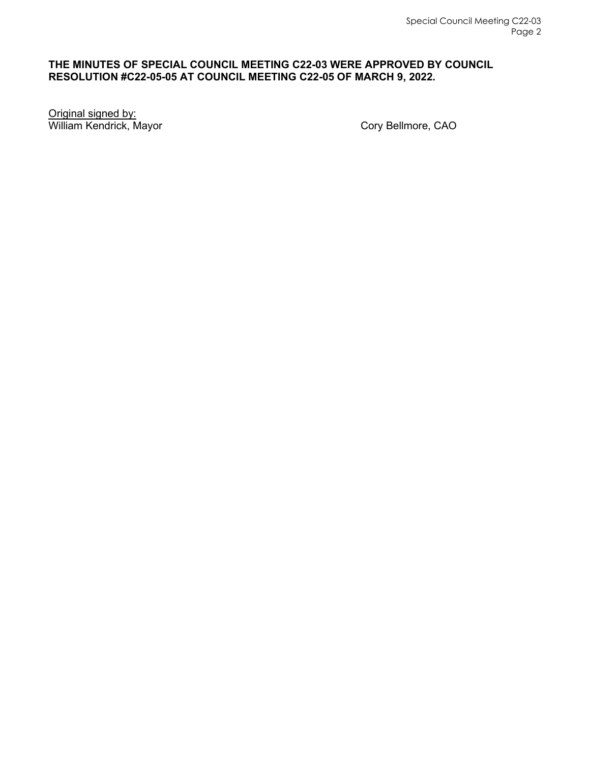**THE MINUTES OF SPECIAL COUNCIL MEETING C22-03 WERE APPROVED BY COUNCIL RESOLUTION #C22-05-05 AT COUNCIL MEETING C22-05 OF MARCH 9, 2022.**

<u>Original signed by:</u>

William Kendrick, Mayor

Cory Bellmore, CAO